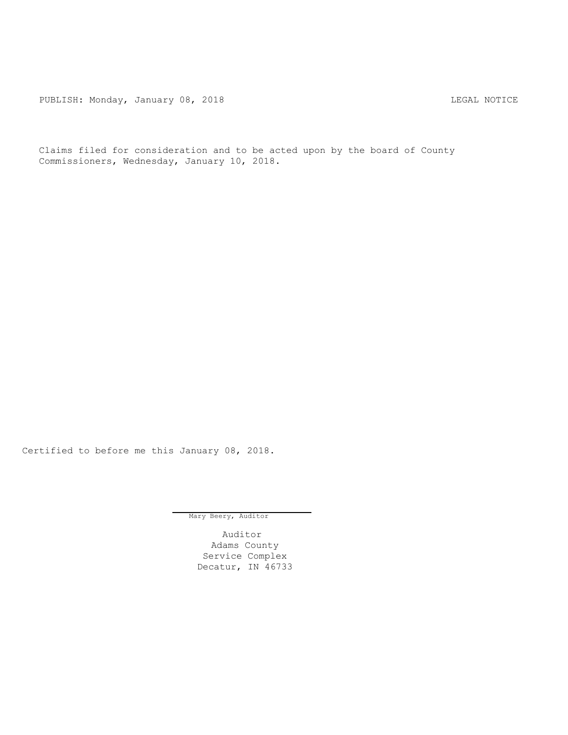PUBLISH: Monday, January 08, 2018 LEGAL NOTICE

Claims filed for consideration and to be acted upon by the board of County Commissioners, Wednesday, January 10, 2018.

Certified to before me this January 08, 2018.

Mary Beery, Auditor

Auditor
Adams County
Service Complex
Decatur, IN 46733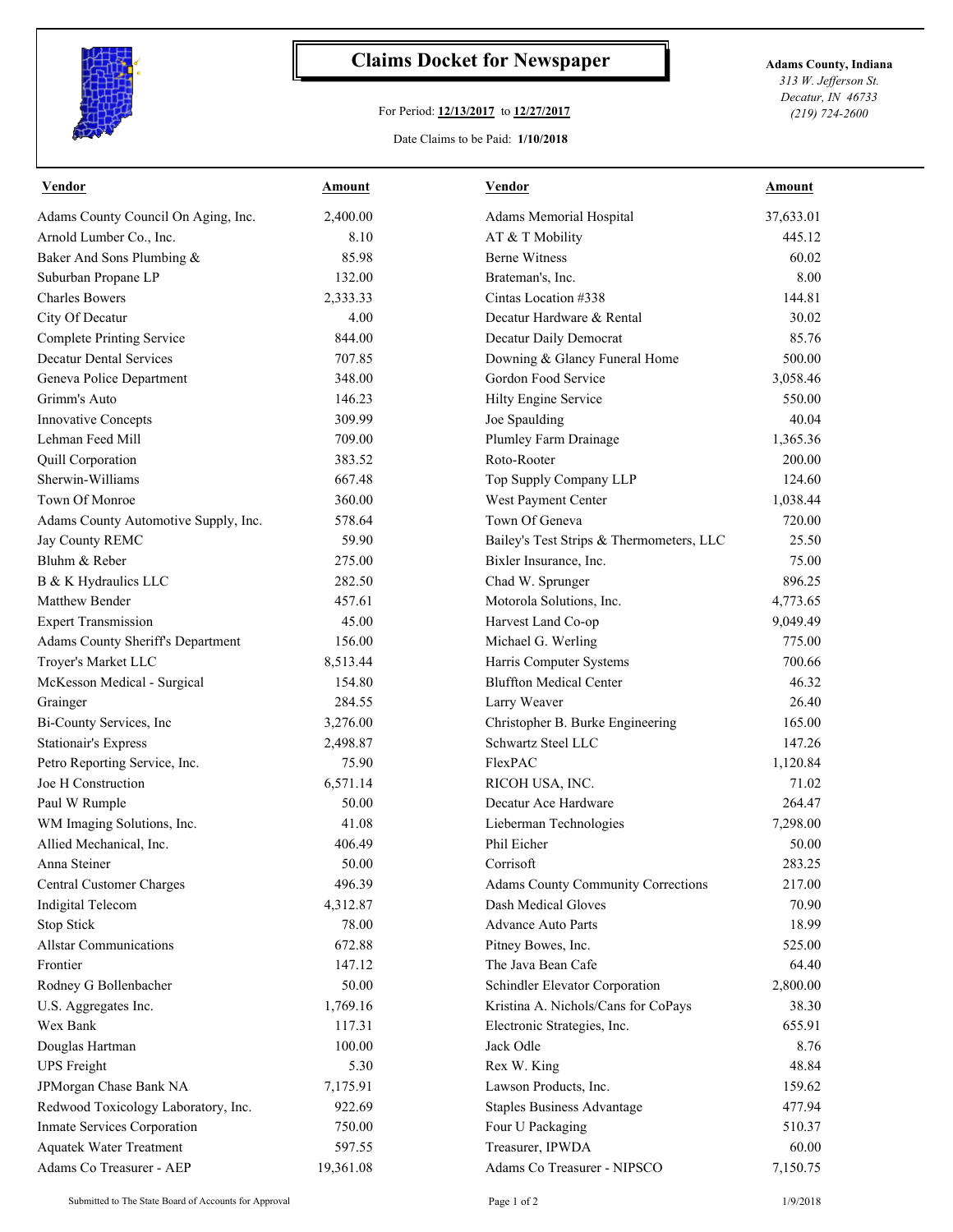# Claims Docket for Newspaper

For Period: **12/13/2017** to **12/27/2017**

Date Claims to be Paid: **1/10/2018**

**Adams County, Indiana**
*313 W. Jefferson St.*
*Decatur, IN 46733*
*(219) 724-2600*

| Vendor | Amount | Vendor | Amount |
|---|---|---|---|
| Adams County Council On Aging, Inc. | 2,400.00 | Adams Memorial Hospital | 37,633.01 |
| Arnold Lumber Co., Inc. | 8.10 | AT & T Mobility | 445.12 |
| Baker And Sons Plumbing & | 85.98 | Berne Witness | 60.02 |
| Suburban Propane LP | 132.00 | Brateman's, Inc. | 8.00 |
| Charles Bowers | 2,333.33 | Cintas Location #338 | 144.81 |
| City Of Decatur | 4.00 | Decatur Hardware & Rental | 30.02 |
| Complete Printing Service | 844.00 | Decatur Daily Democrat | 85.76 |
| Decatur Dental Services | 707.85 | Downing & Glancy Funeral Home | 500.00 |
| Geneva Police Department | 348.00 | Gordon Food Service | 3,058.46 |
| Grimm's Auto | 146.23 | Hilty Engine Service | 550.00 |
| Innovative Concepts | 309.99 | Joe Spaulding | 40.04 |
| Lehman Feed Mill | 709.00 | Plumley Farm Drainage | 1,365.36 |
| Quill Corporation | 383.52 | Roto-Rooter | 200.00 |
| Sherwin-Williams | 667.48 | Top Supply Company LLP | 124.60 |
| Town Of Monroe | 360.00 | West Payment Center | 1,038.44 |
| Adams County Automotive Supply, Inc. | 578.64 | Town Of Geneva | 720.00 |
| Jay County REMC | 59.90 | Bailey's Test Strips & Thermometers, LLC | 25.50 |
| Bluhm & Reber | 275.00 | Bixler Insurance, Inc. | 75.00 |
| B & K Hydraulics LLC | 282.50 | Chad W. Sprunger | 896.25 |
| Matthew Bender | 457.61 | Motorola Solutions, Inc. | 4,773.65 |
| Expert Transmission | 45.00 | Harvest Land Co-op | 9,049.49 |
| Adams County Sheriff's Department | 156.00 | Michael G. Werling | 775.00 |
| Troyer's Market LLC | 8,513.44 | Harris Computer Systems | 700.66 |
| McKesson Medical - Surgical | 154.80 | Bluffton Medical Center | 46.32 |
| Grainger | 284.55 | Larry Weaver | 26.40 |
| Bi-County Services, Inc | 3,276.00 | Christopher B. Burke Engineering | 165.00 |
| Stationair's Express | 2,498.87 | Schwartz Steel LLC | 147.26 |
| Petro Reporting Service, Inc. | 75.90 | FlexPAC | 1,120.84 |
| Joe H Construction | 6,571.14 | RICOH USA, INC. | 71.02 |
| Paul W Rumple | 50.00 | Decatur Ace Hardware | 264.47 |
| WM Imaging Solutions, Inc. | 41.08 | Lieberman Technologies | 7,298.00 |
| Allied Mechanical, Inc. | 406.49 | Phil Eicher | 50.00 |
| Anna Steiner | 50.00 | Corrisoft | 283.25 |
| Central Customer Charges | 496.39 | Adams County Community Corrections | 217.00 |
| Indigital Telecom | 4,312.87 | Dash Medical Gloves | 70.90 |
| Stop Stick | 78.00 | Advance Auto Parts | 18.99 |
| Allstar Communications | 672.88 | Pitney Bowes, Inc. | 525.00 |
| Frontier | 147.12 | The Java Bean Cafe | 64.40 |
| Rodney G Bollenbacher | 50.00 | Schindler Elevator Corporation | 2,800.00 |
| U.S. Aggregates Inc. | 1,769.16 | Kristina A. Nichols/Cans for CoPays | 38.30 |
| Wex Bank | 117.31 | Electronic Strategies, Inc. | 655.91 |
| Douglas Hartman | 100.00 | Jack Odle | 8.76 |
| UPS Freight | 5.30 | Rex W. King | 48.84 |
| JPMorgan Chase Bank NA | 7,175.91 | Lawson Products, Inc. | 159.62 |
| Redwood Toxicology Laboratory, Inc. | 922.69 | Staples Business Advantage | 477.94 |
| Inmate Services Corporation | 750.00 | Four U Packaging | 510.37 |
| Aquatek Water Treatment | 597.55 | Treasurer, IPWDA | 60.00 |
| Adams Co Treasurer - AEP | 19,361.08 | Adams Co Treasurer - NIPSCO | 7,150.75 |

Submitted to The State Board of Accounts for Approval

1/9/2018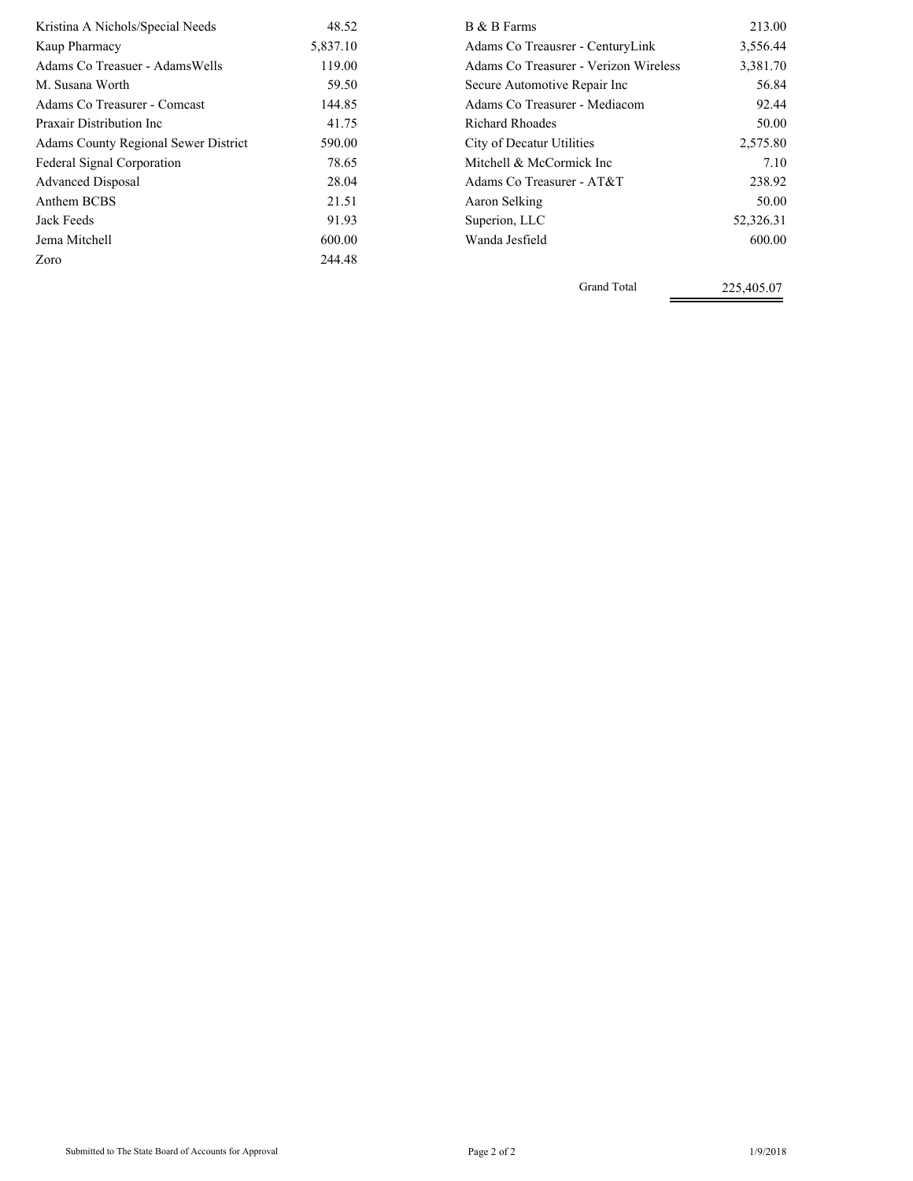| | | | |
|---|---|---|---|
| Kristina A Nichols/Special Needs | 48.52 | B & B Farms | 213.00 |
| Kaup Pharmacy | 5,837.10 | Adams Co Treausrer - CenturyLink | 3,556.44 |
| Adams Co Treasuer - AdamsWells | 119.00 | Adams Co Treasurer - Verizon Wireless | 3,381.70 |
| M. Susana Worth | 59.50 | Secure Automotive Repair Inc | 56.84 |
| Adams Co Treasurer - Comcast | 144.85 | Adams Co Treasurer - Mediacom | 92.44 |
| Praxair Distribution Inc | 41.75 | Richard Rhoades | 50.00 |
| Adams County Regional Sewer District | 590.00 | City of Decatur Utilities | 2,575.80 |
| Federal Signal Corporation | 78.65 | Mitchell & McCormick Inc | 7.10 |
| Advanced Disposal | 28.04 | Adams Co Treasurer - AT&T | 238.92 |
| Anthem BCBS | 21.51 | Aaron Selking | 50.00 |
| Jack Feeds | 91.93 | Superion, LLC | 52,326.31 |
| Jema Mitchell | 600.00 | Wanda Jesfield | 600.00 |
| Zoro | 244.48 | | |
| | | Grand Total | 225,405.07 |

Submitted to The State Board of Accounts for Approval

1/9/2018